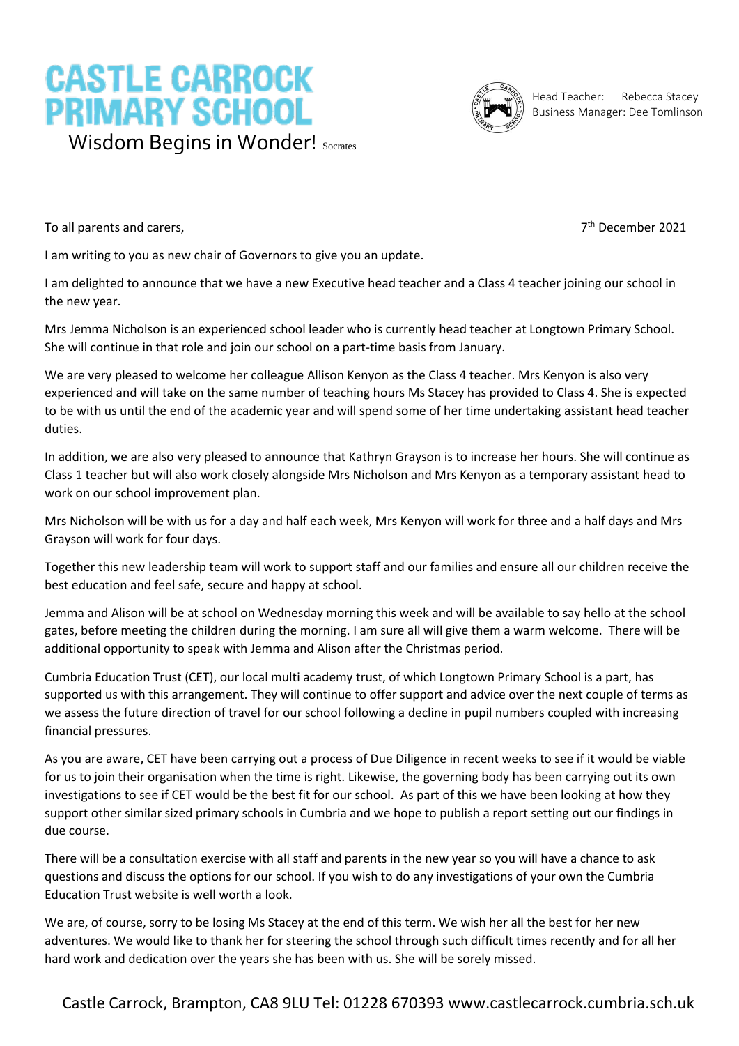# CASTLE CARROCK PRIMARY SCHOOL

Wisdom Begins in Wonder! Socrates

Head Teacher: Rebecca Stacey
Business Manager: Dee Tomlinson

To all parents and carers,

7th December 2021

I am writing to you as new chair of Governors to give you an update.

I am delighted to announce that we have a new Executive head teacher and a Class 4 teacher joining our school in the new year.

Mrs Jemma Nicholson is an experienced school leader who is currently head teacher at Longtown Primary School. She will continue in that role and join our school on a part-time basis from January.

We are very pleased to welcome her colleague Allison Kenyon as the Class 4 teacher. Mrs Kenyon is also very experienced and will take on the same number of teaching hours Ms Stacey has provided to Class 4. She is expected to be with us until the end of the academic year and will spend some of her time undertaking assistant head teacher duties.

In addition, we are also very pleased to announce that Kathryn Grayson is to increase her hours. She will continue as Class 1 teacher but will also work closely alongside Mrs Nicholson and Mrs Kenyon as a temporary assistant head to work on our school improvement plan.

Mrs Nicholson will be with us for a day and half each week, Mrs Kenyon will work for three and a half days and Mrs Grayson will work for four days.

Together this new leadership team will work to support staff and our families and ensure all our children receive the best education and feel safe, secure and happy at school.

Jemma and Alison will be at school on Wednesday morning this week and will be available to say hello at the school gates, before meeting the children during the morning. I am sure all will give them a warm welcome. There will be additional opportunity to speak with Jemma and Alison after the Christmas period.

Cumbria Education Trust (CET), our local multi academy trust, of which Longtown Primary School is a part, has supported us with this arrangement. They will continue to offer support and advice over the next couple of terms as we assess the future direction of travel for our school following a decline in pupil numbers coupled with increasing financial pressures.

As you are aware, CET have been carrying out a process of Due Diligence in recent weeks to see if it would be viable for us to join their organisation when the time is right. Likewise, the governing body has been carrying out its own investigations to see if CET would be the best fit for our school. As part of this we have been looking at how they support other similar sized primary schools in Cumbria and we hope to publish a report setting out our findings in due course.

There will be a consultation exercise with all staff and parents in the new year so you will have a chance to ask questions and discuss the options for our school. If you wish to do any investigations of your own the Cumbria Education Trust website is well worth a look.

We are, of course, sorry to be losing Ms Stacey at the end of this term. We wish her all the best for her new adventures. We would like to thank her for steering the school through such difficult times recently and for all her hard work and dedication over the years she has been with us. She will be sorely missed.

Castle Carrock, Brampton, CA8 9LU Tel: 01228 670393 www.castlecarrock.cumbria.sch.uk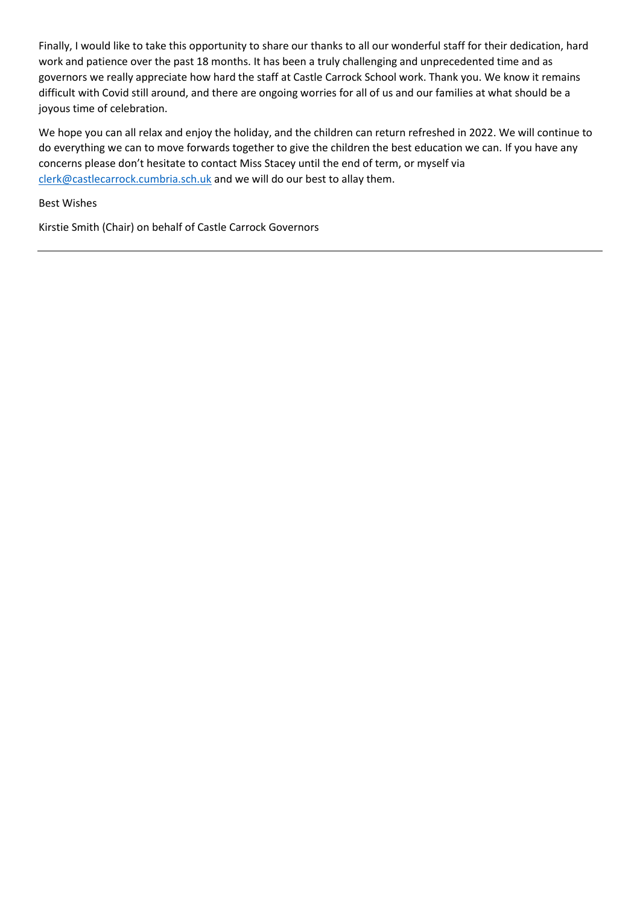Finally, I would like to take this opportunity to share our thanks to all our wonderful staff for their dedication, hard work and patience over the past 18 months. It has been a truly challenging and unprecedented time and as governors we really appreciate how hard the staff at Castle Carrock School work. Thank you. We know it remains difficult with Covid still around, and there are ongoing worries for all of us and our families at what should be a joyous time of celebration.

We hope you can all relax and enjoy the holiday, and the children can return refreshed in 2022. We will continue to do everything we can to move forwards together to give the children the best education we can. If you have any concerns please don't hesitate to contact Miss Stacey until the end of term, or myself via clerk@castlecarrock.cumbria.sch.uk and we will do our best to allay them.

Best Wishes

Kirstie Smith (Chair) on behalf of Castle Carrock Governors

---